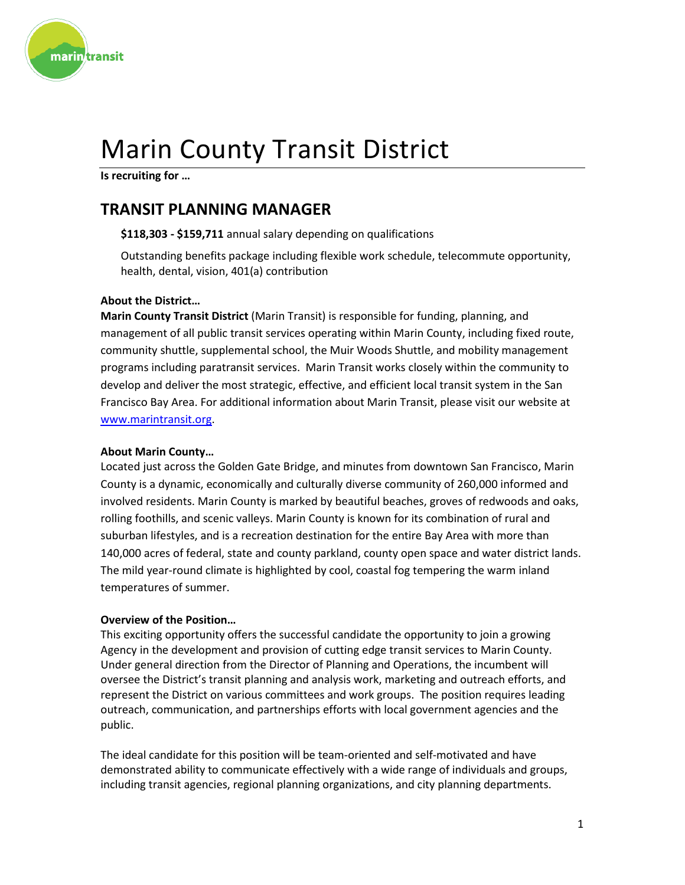# Marin County Transit District

**Is recruiting for …**

## TRANSIT PLANNING MANAGER

**$118,303 - $159,711** annual salary depending on qualifications

Outstanding benefits package including flexible work schedule, telecommute opportunity, health, dental, vision, 401(a) contribution

**About the District…**

**Marin County Transit District** (Marin Transit) is responsible for funding, planning, and management of all public transit services operating within Marin County, including fixed route, community shuttle, supplemental school, the Muir Woods Shuttle, and mobility management programs including paratransit services. Marin Transit works closely within the community to develop and deliver the most strategic, effective, and efficient local transit system in the San Francisco Bay Area. For additional information about Marin Transit, please visit our website at [www.marintransit.org](http://www.marintransit.org).

**About Marin County…**

Located just across the Golden Gate Bridge, and minutes from downtown San Francisco, Marin County is a dynamic, economically and culturally diverse community of 260,000 informed and involved residents. Marin County is marked by beautiful beaches, groves of redwoods and oaks, rolling foothills, and scenic valleys. Marin County is known for its combination of rural and suburban lifestyles, and is a recreation destination for the entire Bay Area with more than 140,000 acres of federal, state and county parkland, county open space and water district lands. The mild year-round climate is highlighted by cool, coastal fog tempering the warm inland temperatures of summer.

**Overview of the Position…**

This exciting opportunity offers the successful candidate the opportunity to join a growing Agency in the development and provision of cutting edge transit services to Marin County. Under general direction from the Director of Planning and Operations, the incumbent will oversee the District's transit planning and analysis work, marketing and outreach efforts, and represent the District on various committees and work groups. The position requires leading outreach, communication, and partnerships efforts with local government agencies and the public.

The ideal candidate for this position will be team-oriented and self-motivated and have demonstrated ability to communicate effectively with a wide range of individuals and groups, including transit agencies, regional planning organizations, and city planning departments.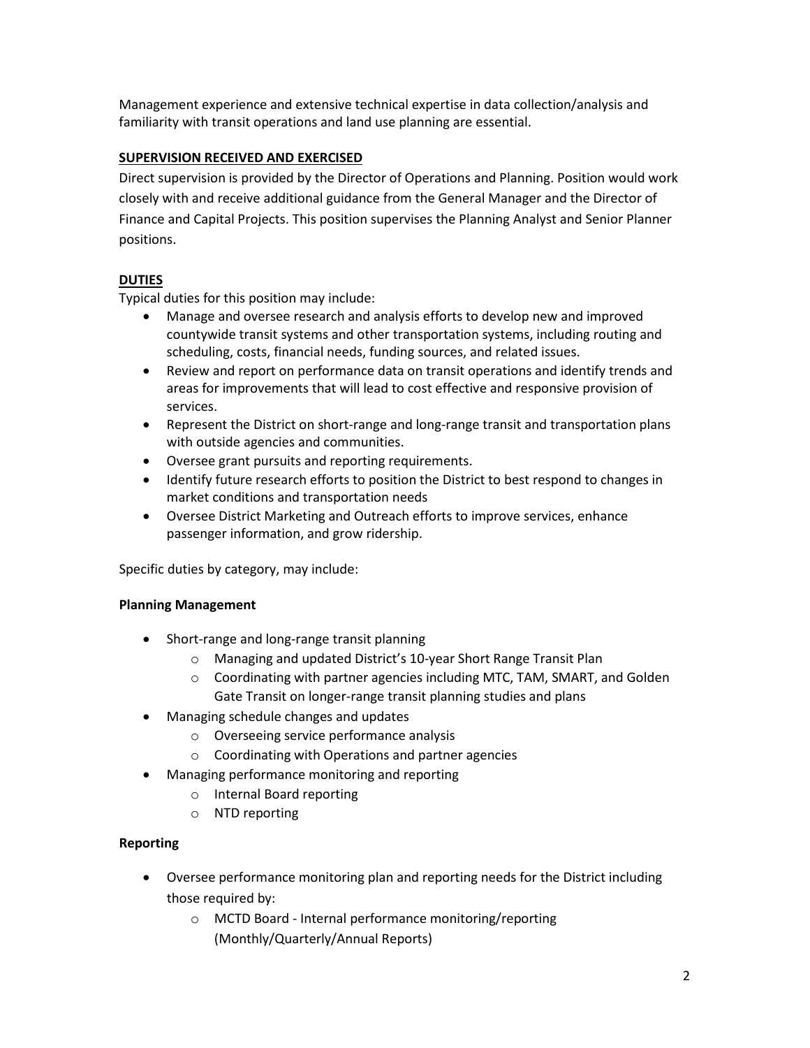Management experience and extensive technical expertise in data collection/analysis and familiarity with transit operations and land use planning are essential.

**SUPERVISION RECEIVED AND EXERCISED**

Direct supervision is provided by the Director of Operations and Planning. Position would work closely with and receive additional guidance from the General Manager and the Director of Finance and Capital Projects. This position supervises the Planning Analyst and Senior Planner positions.

**DUTIES**

Typical duties for this position may include:

- Manage and oversee research and analysis efforts to develop new and improved countywide transit systems and other transportation systems, including routing and scheduling, costs, financial needs, funding sources, and related issues.
- Review and report on performance data on transit operations and identify trends and areas for improvements that will lead to cost effective and responsive provision of services.
- Represent the District on short-range and long-range transit and transportation plans with outside agencies and communities.
- Oversee grant pursuits and reporting requirements.
- Identify future research efforts to position the District to best respond to changes in market conditions and transportation needs
- Oversee District Marketing and Outreach efforts to improve services, enhance passenger information, and grow ridership.

Specific duties by category, may include:

**Planning Management**

- Short-range and long-range transit planning
    - Managing and updated District's 10-year Short Range Transit Plan
    - Coordinating with partner agencies including MTC, TAM, SMART, and Golden Gate Transit on longer-range transit planning studies and plans
- Managing schedule changes and updates
    - Overseeing service performance analysis
    - Coordinating with Operations and partner agencies
- Managing performance monitoring and reporting
    - Internal Board reporting
    - NTD reporting

**Reporting**

- Oversee performance monitoring plan and reporting needs for the District including those required by:
    - MCTD Board - Internal performance monitoring/reporting (Monthly/Quarterly/Annual Reports)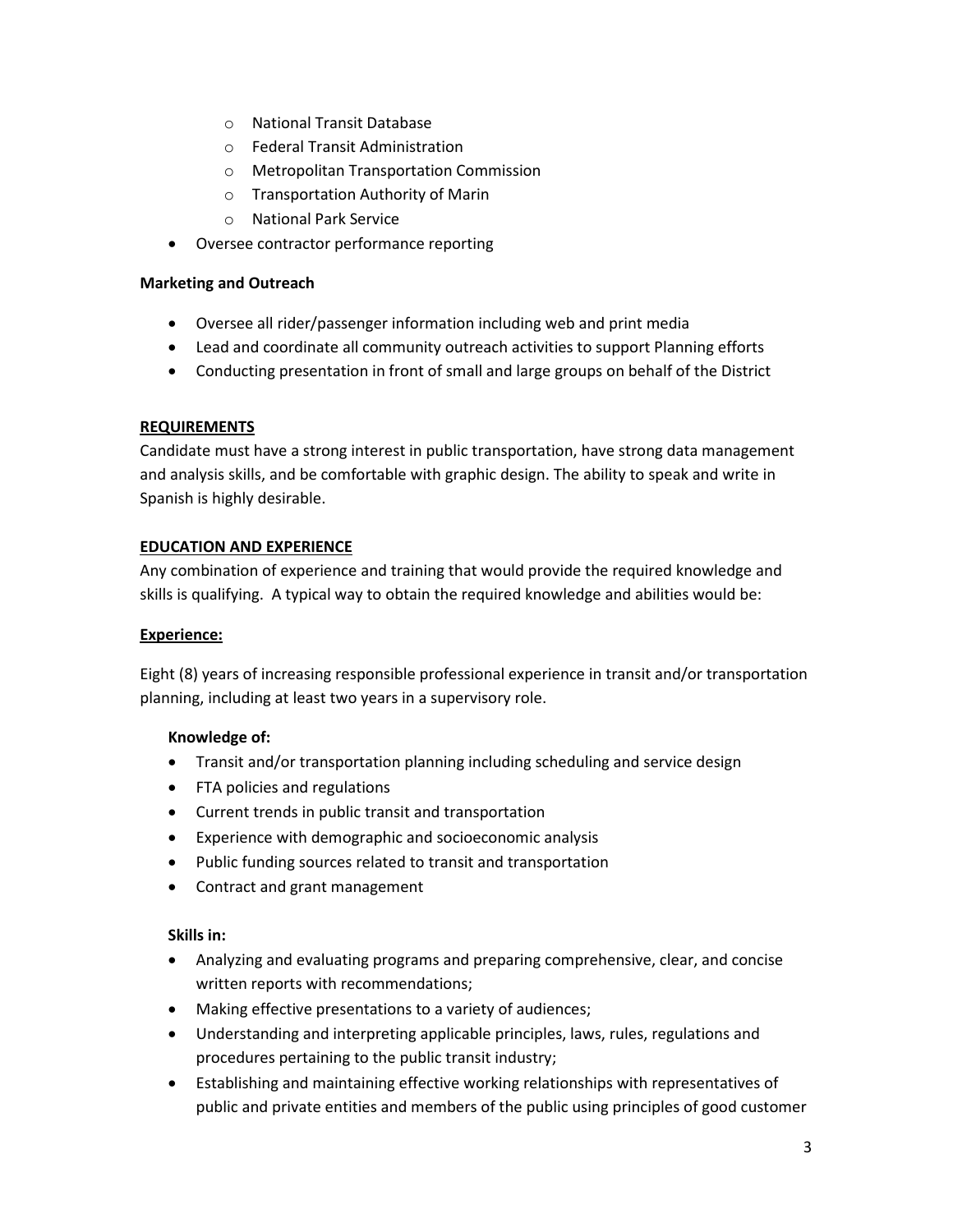- National Transit Database
  - Federal Transit Administration
  - Metropolitan Transportation Commission
  - Transportation Authority of Marin
  - National Park Service
- Oversee contractor performance reporting

**Marketing and Outreach**

- Oversee all rider/passenger information including web and print media
- Lead and coordinate all community outreach activities to support Planning efforts
- Conducting presentation in front of small and large groups on behalf of the District

**REQUIREMENTS**

Candidate must have a strong interest in public transportation, have strong data management and analysis skills, and be comfortable with graphic design. The ability to speak and write in Spanish is highly desirable.

**EDUCATION AND EXPERIENCE**

Any combination of experience and training that would provide the required knowledge and skills is qualifying. A typical way to obtain the required knowledge and abilities would be:

**Experience:**

Eight (8) years of increasing responsible professional experience in transit and/or transportation planning, including at least two years in a supervisory role.

**Knowledge of:**

- Transit and/or transportation planning including scheduling and service design
- FTA policies and regulations
- Current trends in public transit and transportation
- Experience with demographic and socioeconomic analysis
- Public funding sources related to transit and transportation
- Contract and grant management

**Skills in:**

- Analyzing and evaluating programs and preparing comprehensive, clear, and concise written reports with recommendations;
- Making effective presentations to a variety of audiences;
- Understanding and interpreting applicable principles, laws, rules, regulations and procedures pertaining to the public transit industry;
- Establishing and maintaining effective working relationships with representatives of public and private entities and members of the public using principles of good customer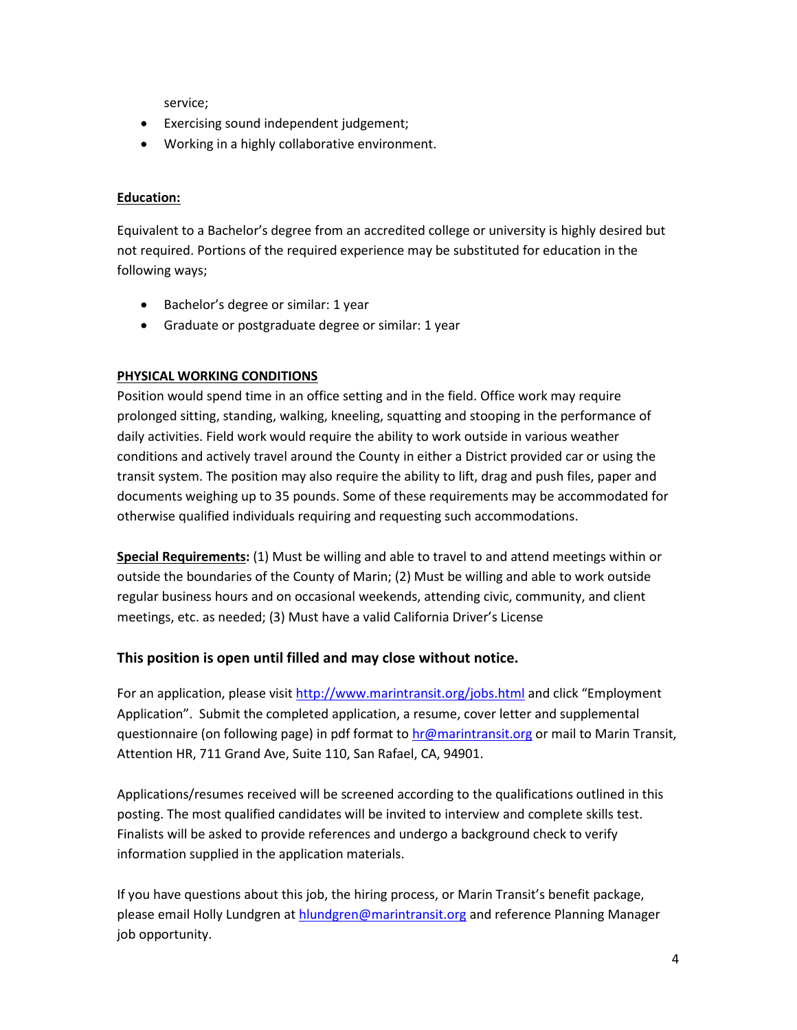service;

- Exercising sound independent judgement;
- Working in a highly collaborative environment.

**Education:**

Equivalent to a Bachelor's degree from an accredited college or university is highly desired but not required. Portions of the required experience may be substituted for education in the following ways;

- Bachelor's degree or similar: 1 year
- Graduate or postgraduate degree or similar: 1 year

**PHYSICAL WORKING CONDITIONS**

Position would spend time in an office setting and in the field. Office work may require prolonged sitting, standing, walking, kneeling, squatting and stooping in the performance of daily activities. Field work would require the ability to work outside in various weather conditions and actively travel around the County in either a District provided car or using the transit system. The position may also require the ability to lift, drag and push files, paper and documents weighing up to 35 pounds. Some of these requirements may be accommodated for otherwise qualified individuals requiring and requesting such accommodations.

**Special Requirements:** (1) Must be willing and able to travel to and attend meetings within or outside the boundaries of the County of Marin; (2) Must be willing and able to work outside regular business hours and on occasional weekends, attending civic, community, and client meetings, etc. as needed; (3) Must have a valid California Driver's License

### This position is open until filled and may close without notice.

For an application, please visit http://www.marintransit.org/jobs.html and click "Employment Application". Submit the completed application, a resume, cover letter and supplemental questionnaire (on following page) in pdf format to hr@marintransit.org or mail to Marin Transit, Attention HR, 711 Grand Ave, Suite 110, San Rafael, CA, 94901.

Applications/resumes received will be screened according to the qualifications outlined in this posting. The most qualified candidates will be invited to interview and complete skills test. Finalists will be asked to provide references and undergo a background check to verify information supplied in the application materials.

If you have questions about this job, the hiring process, or Marin Transit's benefit package, please email Holly Lundgren at hlundgren@marintransit.org and reference Planning Manager job opportunity.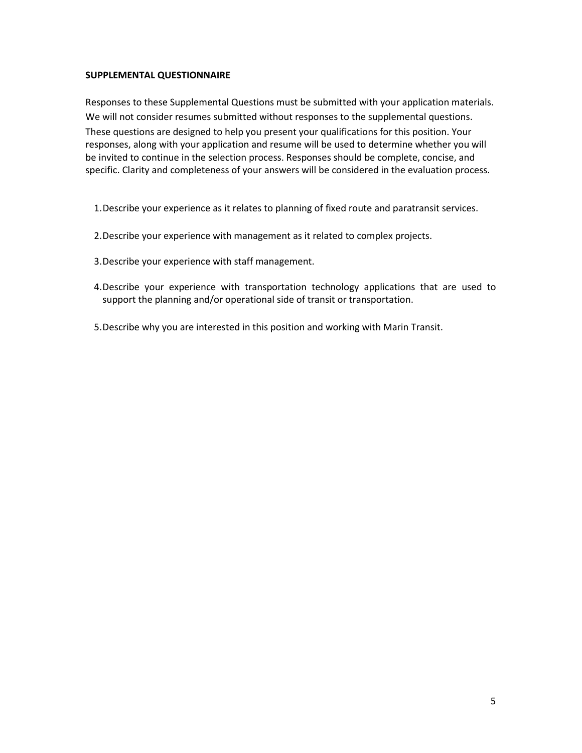**SUPPLEMENTAL QUESTIONNAIRE**

Responses to these Supplemental Questions must be submitted with your application materials. We will not consider resumes submitted without responses to the supplemental questions. These questions are designed to help you present your qualifications for this position. Your responses, along with your application and resume will be used to determine whether you will be invited to continue in the selection process. Responses should be complete, concise, and specific. Clarity and completeness of your answers will be considered in the evaluation process.

1. Describe your experience as it relates to planning of fixed route and paratransit services.
2. Describe your experience with management as it related to complex projects.
3. Describe your experience with staff management.
4. Describe your experience with transportation technology applications that are used to support the planning and/or operational side of transit or transportation.
5. Describe why you are interested in this position and working with Marin Transit.